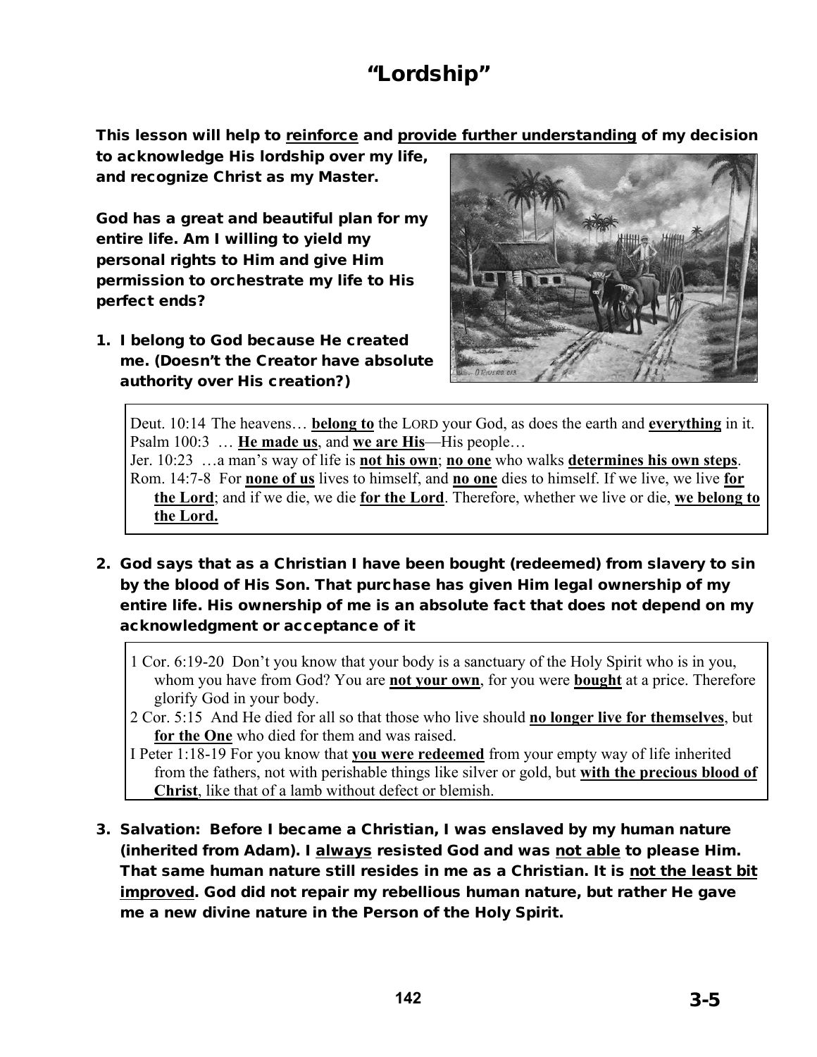# "Lordship"

**This lesson will help to reinforce and provide further understanding of my decision to acknowledge His lordship over my life, and recognize Christ as my Master.**

**God has a great and beautiful plan for my entire life. Am I willing to yield my personal rights to Him and give Him permission to orchestrate my life to His perfect ends?**

1. **I belong to God because He created me. (Doesn't the Creator have absolute authority over His creation?)**

> Deut. 10:14 The heavens… **belong to** the LORD your God, as does the earth and **everything** in it.
> Psalm 100:3 … **He made us**, and **we are His**—His people…
> Jer. 10:23 …a man's way of life is **not his own**; **no one** who walks **determines his own steps**.
> Rom. 14:7-8 For **none of us** lives to himself, and **no one** dies to himself. If we live, we live **for the Lord**; and if we die, we die **for the Lord**. Therefore, whether we live or die, **we belong to the Lord.**

2. **God says that as a Christian I have been bought (redeemed) from slavery to sin by the blood of His Son. That purchase has given Him legal ownership of my entire life. His ownership of me is an absolute fact that does not depend on my acknowledgment or acceptance of it**

> 1 Cor. 6:19-20 Don't you know that your body is a sanctuary of the Holy Spirit who is in you, whom you have from God? You are **not your own**, for you were **bought** at a price. Therefore glorify God in your body.
> 2 Cor. 5:15 And He died for all so that those who live should **no longer live for themselves**, but **for the One** who died for them and was raised.
> I Peter 1:18-19 For you know that **you were redeemed** from your empty way of life inherited from the fathers, not with perishable things like silver or gold, but **with the precious blood of Christ**, like that of a lamb without defect or blemish.

3. **Salvation: Before I became a Christian, I was enslaved by my human nature (inherited from Adam). I always resisted God and was not able to please Him. That same human nature still resides in me as a Christian. It is not the least bit improved. God did not repair my rebellious human nature, but rather He gave me a new divine nature in the Person of the Holy Spirit.**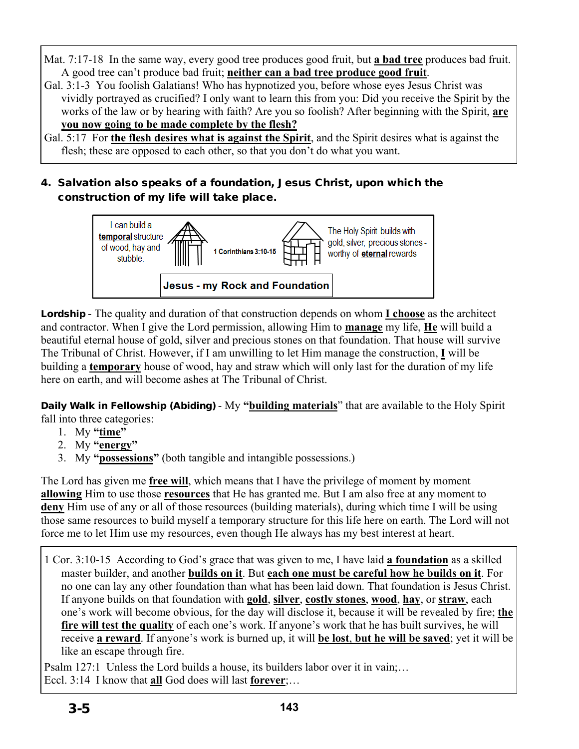Mat. 7:17-18 In the same way, every good tree produces good fruit, but **a bad tree** produces bad fruit. A good tree can't produce bad fruit; **neither can a bad tree produce good fruit**.

Gal. 3:1-3 You foolish Galatians! Who has hypnotized you, before whose eyes Jesus Christ was vividly portrayed as crucified? I only want to learn this from you: Did you receive the Spirit by the works of the law or by hearing with faith? Are you so foolish? After beginning with the Spirit, **are you now going to be made complete by the flesh?**

Gal. 5:17 For **the flesh desires what is against the Spirit**, and the Spirit desires what is against the flesh; these are opposed to each other, so that you don't do what you want.

**4. Salvation also speaks of a foundation, Jesus Christ, upon which the construction of my life will take place.**

I can build a **temporal** structure of wood, hay and stubble.

1 Corinthians 3:10-15

The Holy Spirit builds with gold, silver, precious stones - worthy of **eternal** rewards

**Jesus - my Rock and Foundation**

**Lordship** - The quality and duration of that construction depends on whom **I choose** as the architect and contractor. When I give the Lord permission, allowing Him to **manage** my life, **He** will build a beautiful eternal house of gold, silver and precious stones on that foundation. That house will survive The Tribunal of Christ. However, if I am unwilling to let Him manage the construction, **I** will be building a **temporary** house of wood, hay and straw which will only last for the duration of my life here on earth, and will become ashes at The Tribunal of Christ.

**Daily Walk in Fellowship (Abiding)** - My **"building materials"** that are available to the Holy Spirit fall into three categories:

1. My **"time"**
2. My **"energy"**
3. My **"possessions"** (both tangible and intangible possessions.)

The Lord has given me **free will**, which means that I have the privilege of moment by moment **allowing** Him to use those **resources** that He has granted me. But I am also free at any moment to **deny** Him use of any or all of those resources (building materials), during which time I will be using those same resources to build myself a temporary structure for this life here on earth. The Lord will not force me to let Him use my resources, even though He always has my best interest at heart.

1 Cor. 3:10-15 According to God's grace that was given to me, I have laid **a foundation** as a skilled master builder, and another **builds on it**. But **each one must be careful how he builds on it**. For no one can lay any other foundation than what has been laid down. That foundation is Jesus Christ. If anyone builds on that foundation with **gold**, **silver**, **costly stones**, **wood**, **hay**, or **straw**, each one's work will become obvious, for the day will disclose it, because it will be revealed by fire; **the fire will test the quality** of each one's work. If anyone's work that he has built survives, he will receive **a reward**. If anyone's work is burned up, it will **be lost, but he will be saved**; yet it will be like an escape through fire.

Psalm 127:1 Unless the Lord builds a house, its builders labor over it in vain;…

Eccl. 3:14 I know that **all** God does will last **forever**;…

3-5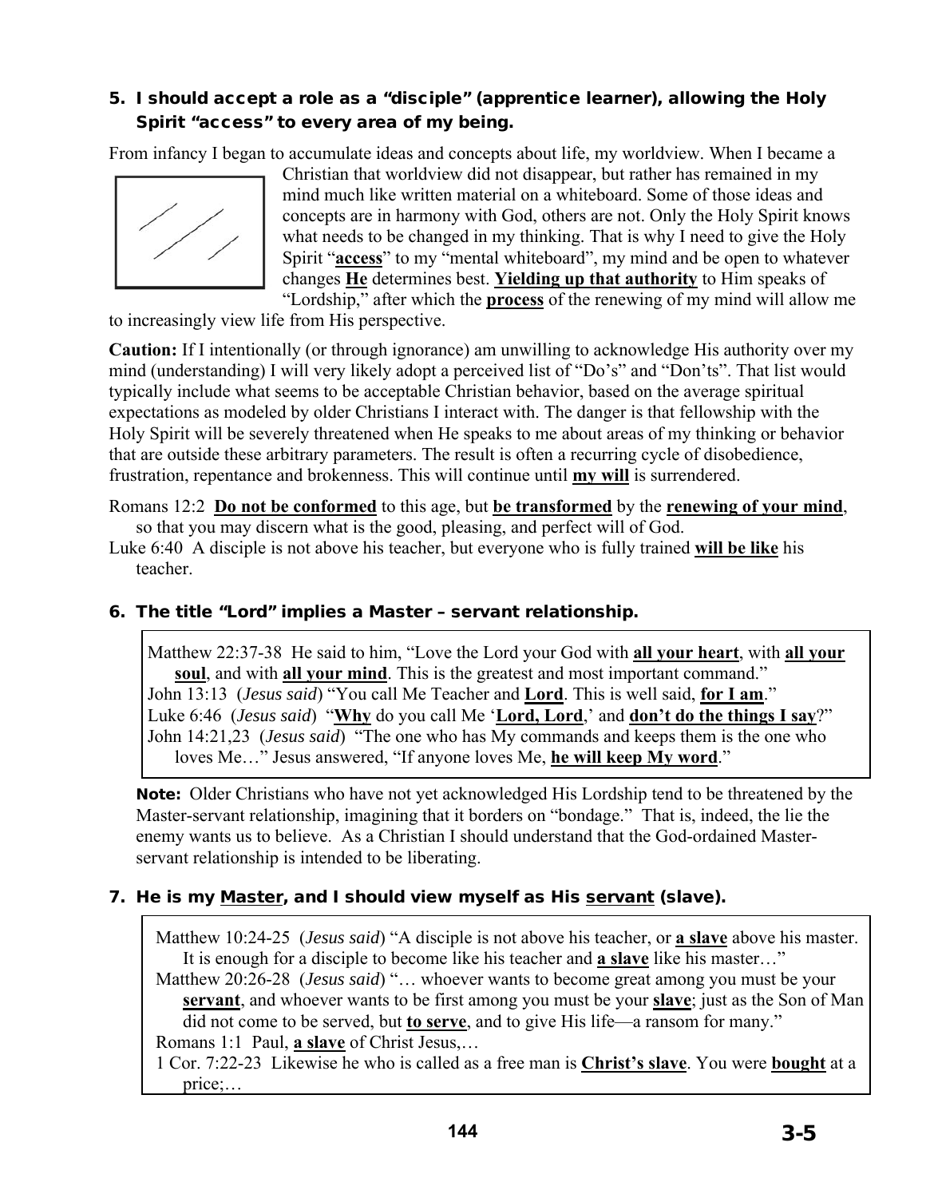**5. I should accept a role as a "disciple" (apprentice learner), allowing the Holy Spirit "access" to every area of my being.**

From infancy I began to accumulate ideas and concepts about life, my worldview. When I became a Christian that worldview did not disappear, but rather has remained in my mind much like written material on a whiteboard. Some of those ideas and concepts are in harmony with God, others are not. Only the Holy Spirit knows what needs to be changed in my thinking. That is why I need to give the Holy Spirit "**access**" to my "mental whiteboard", my mind and be open to whatever changes **He** determines best. **Yielding up that authority** to Him speaks of "Lordship," after which the **process** of the renewing of my mind will allow me to increasingly view life from His perspective.

**Caution:** If I intentionally (or through ignorance) am unwilling to acknowledge His authority over my mind (understanding) I will very likely adopt a perceived list of "Do's" and "Don'ts". That list would typically include what seems to be acceptable Christian behavior, based on the average spiritual expectations as modeled by older Christians I interact with. The danger is that fellowship with the Holy Spirit will be severely threatened when He speaks to me about areas of my thinking or behavior that are outside these arbitrary parameters. The result is often a recurring cycle of disobedience, frustration, repentance and brokenness. This will continue until **my will** is surrendered.

Romans 12:2 **Do not be conformed** to this age, but **be transformed** by the **renewing of your mind**, so that you may discern what is the good, pleasing, and perfect will of God.

Luke 6:40 A disciple is not above his teacher, but everyone who is fully trained **will be like** his teacher.

**6. The title "Lord" implies a Master – servant relationship.**

Matthew 22:37-38 He said to him, "Love the Lord your God with **all your heart**, with **all your soul**, and with **all your mind**. This is the greatest and most important command."
John 13:13 (*Jesus said*) "You call Me Teacher and **Lord**. This is well said, **for I am**."
Luke 6:46 (*Jesus said*) "**Why** do you call Me '**Lord, Lord**,' and **don't do the things I say**?"
John 14:21,23 (*Jesus said*) "The one who has My commands and keeps them is the one who loves Me…" Jesus answered, "If anyone loves Me, **he will keep My word**."

**Note:** Older Christians who have not yet acknowledged His Lordship tend to be threatened by the Master-servant relationship, imagining that it borders on "bondage." That is, indeed, the lie the enemy wants us to believe. As a Christian I should understand that the God-ordained Master-servant relationship is intended to be liberating.

**7. He is my Master, and I should view myself as His servant (slave).**

Matthew 10:24-25 (*Jesus said*) "A disciple is not above his teacher, or **a slave** above his master. It is enough for a disciple to become like his teacher and **a slave** like his master…"
Matthew 20:26-28 (*Jesus said*) "… whoever wants to become great among you must be your **servant**, and whoever wants to be first among you must be your **slave**; just as the Son of Man did not come to be served, but **to serve**, and to give His life—a ransom for many."
Romans 1:1 Paul, **a slave** of Christ Jesus,…
1 Cor. 7:22-23 Likewise he who is called as a free man is **Christ's slave**. You were **bought** at a price;…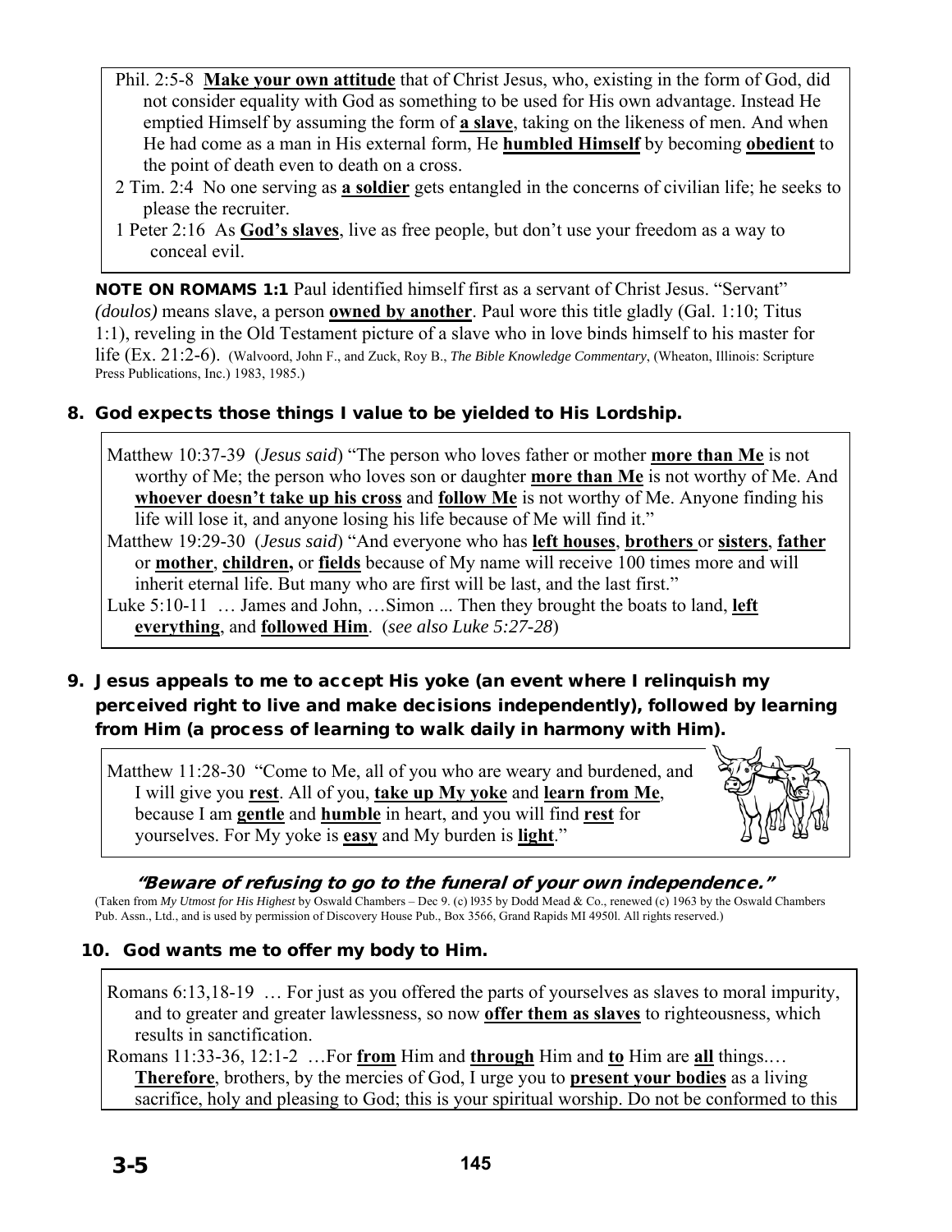Phil. 2:5-8 **Make your own attitude** that of Christ Jesus, who, existing in the form of God, did not consider equality with God as something to be used for His own advantage. Instead He emptied Himself by assuming the form of **a slave**, taking on the likeness of men. And when He had come as a man in His external form, He **humbled Himself** by becoming **obedient** to the point of death even to death on a cross.

2 Tim. 2:4 No one serving as **a soldier** gets entangled in the concerns of civilian life; he seeks to please the recruiter.

1 Peter 2:16 As **God's slaves**, live as free people, but don't use your freedom as a way to conceal evil.

**NOTE ON ROMAMS 1:1** Paul identified himself first as a servant of Christ Jesus. "Servant" *(doulos)* means slave, a person **owned by another**. Paul wore this title gladly (Gal. 1:10; Titus 1:1), reveling in the Old Testament picture of a slave who in love binds himself to his master for life (Ex. 21:2-6). (Walvoord, John F., and Zuck, Roy B., *The Bible Knowledge Commentary*, (Wheaton, Illinois: Scripture Press Publications, Inc.) 1983, 1985.)

**8. God expects those things I value to be yielded to His Lordship.**

Matthew 10:37-39 (*Jesus said*) "The person who loves father or mother **more than Me** is not worthy of Me; the person who loves son or daughter **more than Me** is not worthy of Me. And **whoever doesn't take up his cross** and **follow Me** is not worthy of Me. Anyone finding his life will lose it, and anyone losing his life because of Me will find it."

Matthew 19:29-30 (*Jesus said*) "And everyone who has **left houses**, **brothers** or **sisters**, **father** or **mother**, **children,** or **fields** because of My name will receive 100 times more and will inherit eternal life. But many who are first will be last, and the last first."

Luke 5:10-11 … James and John, …Simon ... Then they brought the boats to land, **left everything**, and **followed Him**. (*see also Luke 5:27-28*)

**9. Jesus appeals to me to accept His yoke (an event where I relinquish my perceived right to live and make decisions independently), followed by learning from Him (a process of learning to walk daily in harmony with Him).**

Matthew 11:28-30 "Come to Me, all of you who are weary and burdened, and I will give you **rest**. All of you, **take up My yoke** and **learn from Me**, because I am **gentle** and **humble** in heart, and you will find **rest** for yourselves. For My yoke is **easy** and My burden is **light**."

***"Beware of refusing to go to the funeral of your own independence."***

(Taken from *My Utmost for His Highest* by Oswald Chambers – Dec 9. (c) l935 by Dodd Mead & Co., renewed (c) 1963 by the Oswald Chambers Pub. Assn., Ltd., and is used by permission of Discovery House Pub., Box 3566, Grand Rapids MI 4950l. All rights reserved.)

**10. God wants me to offer my body to Him.**

Romans 6:13,18-19 … For just as you offered the parts of yourselves as slaves to moral impurity, and to greater and greater lawlessness, so now **offer them as slaves** to righteousness, which results in sanctification.

Romans 11:33-36, 12:1-2 …For **from** Him and **through** Him and **to** Him are **all** things.… **Therefore**, brothers, by the mercies of God, I urge you to **present your bodies** as a living sacrifice, holy and pleasing to God; this is your spiritual worship. Do not be conformed to this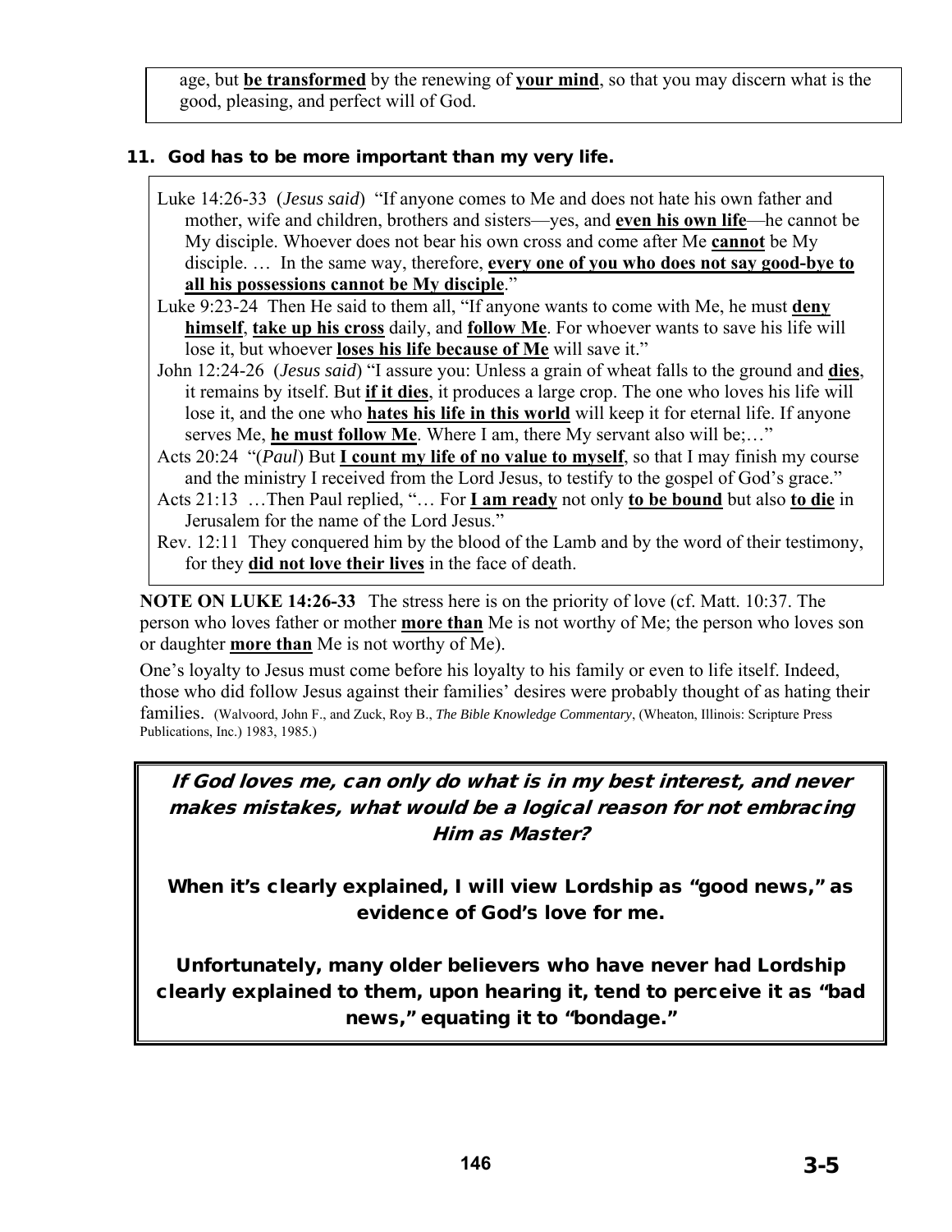age, but **be transformed** by the renewing of **your mind**, so that you may discern what is the good, pleasing, and perfect will of God.

### 11. God has to be more important than my very life.

Luke 14:26-33 (*Jesus said*) "If anyone comes to Me and does not hate his own father and mother, wife and children, brothers and sisters—yes, and **even his own life**—he cannot be My disciple. Whoever does not bear his own cross and come after Me **cannot** be My disciple. … In the same way, therefore, **every one of you who does not say good-bye to all his possessions cannot be My disciple**."

Luke 9:23-24 Then He said to them all, "If anyone wants to come with Me, he must **deny himself**, **take up his cross** daily, and **follow Me**. For whoever wants to save his life will lose it, but whoever **loses his life because of Me** will save it."

John 12:24-26 (*Jesus said*) "I assure you: Unless a grain of wheat falls to the ground and **dies**, it remains by itself. But **if it dies**, it produces a large crop. The one who loves his life will lose it, and the one who **hates his life in this world** will keep it for eternal life. If anyone serves Me, **he must follow Me**. Where I am, there My servant also will be;…"

Acts 20:24 "(*Paul*) But **I count my life of no value to myself**, so that I may finish my course and the ministry I received from the Lord Jesus, to testify to the gospel of God's grace."

Acts 21:13 …Then Paul replied, "… For **I am ready** not only **to be bound** but also **to die** in Jerusalem for the name of the Lord Jesus."

Rev. 12:11 They conquered him by the blood of the Lamb and by the word of their testimony, for they **did not love their lives** in the face of death.

**NOTE ON LUKE 14:26-33** The stress here is on the priority of love (cf. Matt. 10:37. The person who loves father or mother **more than** Me is not worthy of Me; the person who loves son or daughter **more than** Me is not worthy of Me).

One's loyalty to Jesus must come before his loyalty to his family or even to life itself. Indeed, those who did follow Jesus against their families' desires were probably thought of as hating their families. (Walvoord, John F., and Zuck, Roy B., *The Bible Knowledge Commentary*, (Wheaton, Illinois: Scripture Press Publications, Inc.) 1983, 1985.)

***If God loves me, can only do what is in my best interest, and never makes mistakes, what would be a logical reason for not embracing Him as Master?***

**When it's clearly explained, I will view Lordship as "good news," as evidence of God's love for me.**

**Unfortunately, many older believers who have never had Lordship clearly explained to them, upon hearing it, tend to perceive it as "bad news," equating it to "bondage."**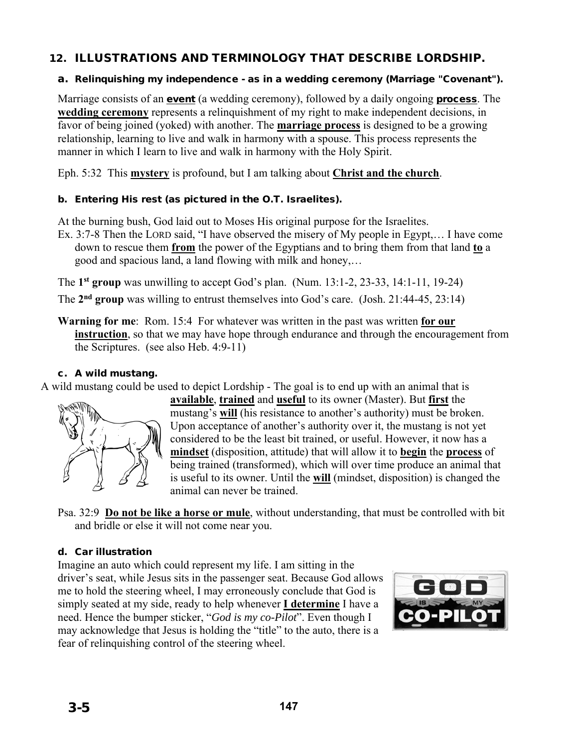## 12. ILLUSTRATIONS AND TERMINOLOGY THAT DESCRIBE LORDSHIP.

### a. Relinquishing my independence - as in a wedding ceremony (Marriage "Covenant").

Marriage consists of an **event** (a wedding ceremony), followed by a daily ongoing **process**. The **wedding ceremony** represents a relinquishment of my right to make independent decisions, in favor of being joined (yoked) with another. The **marriage process** is designed to be a growing relationship, learning to live and walk in harmony with a spouse. This process represents the manner in which I learn to live and walk in harmony with the Holy Spirit.

Eph. 5:32 This **mystery** is profound, but I am talking about **Christ and the church**.

### b. Entering His rest (as pictured in the O.T. Israelites).

At the burning bush, God laid out to Moses His original purpose for the Israelites.

Ex. 3:7-8 Then the LORD said, "I have observed the misery of My people in Egypt,… I have come down to rescue them **from** the power of the Egyptians and to bring them from that land **to** a good and spacious land, a land flowing with milk and honey,…

The **1st group** was unwilling to accept God's plan. (Num. 13:1-2, 23-33, 14:1-11, 19-24)

The **2nd group** was willing to entrust themselves into God's care. (Josh. 21:44-45, 23:14)

**Warning for me**: Rom. 15:4 For whatever was written in the past was written **for our instruction**, so that we may have hope through endurance and through the encouragement from the Scriptures. (see also Heb. 4:9-11)

### c. A wild mustang.

A wild mustang could be used to depict Lordship - The goal is to end up with an animal that is **available**, **trained** and **useful** to its owner (Master). But **first** the mustang's **will** (his resistance to another's authority) must be broken. Upon acceptance of another's authority over it, the mustang is not yet considered to be the least bit trained, or useful. However, it now has a **mindset** (disposition, attitude) that will allow it to **begin** the **process** of being trained (transformed), which will over time produce an animal that is useful to its owner. Until the **will** (mindset, disposition) is changed the animal can never be trained.

Psa. 32:9 **Do not be like a horse or mule**, without understanding, that must be controlled with bit and bridle or else it will not come near you.

### d. Car illustration

Imagine an auto which could represent my life. I am sitting in the driver's seat, while Jesus sits in the passenger seat. Because God allows me to hold the steering wheel, I may erroneously conclude that God is simply seated at my side, ready to help whenever **I determine** I have a need. Hence the bumper sticker, "*God is my co-Pilot*". Even though I may acknowledge that Jesus is holding the "title" to the auto, there is a fear of relinquishing control of the steering wheel.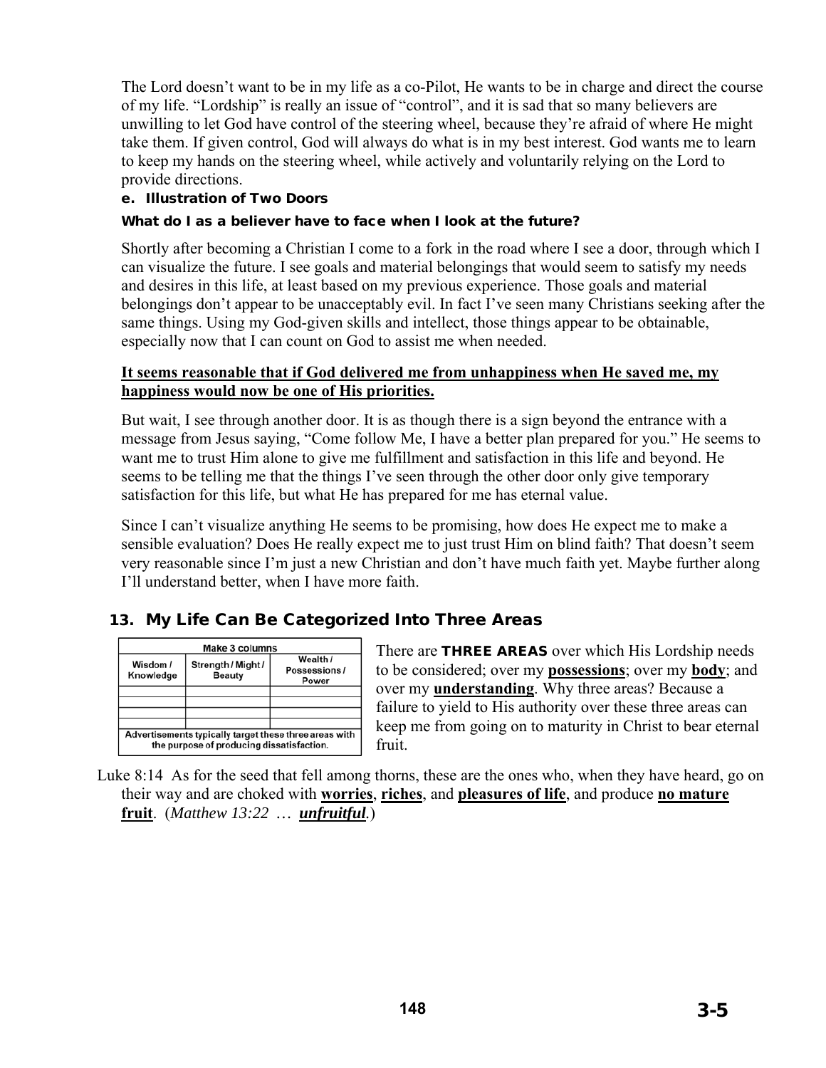The Lord doesn't want to be in my life as a co-Pilot, He wants to be in charge and direct the course of my life. "Lordship" is really an issue of "control", and it is sad that so many believers are unwilling to let God have control of the steering wheel, because they're afraid of where He might take them. If given control, God will always do what is in my best interest. God wants me to learn to keep my hands on the steering wheel, while actively and voluntarily relying on the Lord to provide directions.

#### e. Illustration of Two Doors

**What do I as a believer have to face when I look at the future?**

Shortly after becoming a Christian I come to a fork in the road where I see a door, through which I can visualize the future. I see goals and material belongings that would seem to satisfy my needs and desires in this life, at least based on my previous experience. Those goals and material belongings don't appear to be unacceptably evil. In fact I've seen many Christians seeking after the same things. Using my God-given skills and intellect, those things appear to be obtainable, especially now that I can count on God to assist me when needed.

<u>**It seems reasonable that if God delivered me from unhappiness when He saved me, my happiness would now be one of His priorities.**</u>

But wait, I see through another door. It is as though there is a sign beyond the entrance with a message from Jesus saying, "Come follow Me, I have a better plan prepared for you." He seems to want me to trust Him alone to give me fulfillment and satisfaction in this life and beyond. He seems to be telling me that the things I've seen through the other door only give temporary satisfaction for this life, but what He has prepared for me has eternal value.

Since I can't visualize anything He seems to be promising, how does He expect me to make a sensible evaluation? Does He really expect me to just trust Him on blind faith? That doesn't seem very reasonable since I'm just a new Christian and don't have much faith yet. Maybe further along I'll understand better, when I have more faith.

## 13. My Life Can Be Categorized Into Three Areas

| Make 3 columns | | |
|---|---|---|
| Wisdom / Knowledge | Strength / Might / Beauty | Wealth / Possessions / Power |
| | | |
| | | |
| | | |
| | | |
| Advertisements typically target these three areas with the purpose of producing dissatisfaction. | | |

There are **THREE AREAS** over which His Lordship needs to be considered; over my <u>**possessions**</u>; over my <u>**body**</u>; and over my <u>**understanding**</u>. Why three areas? Because a failure to yield to His authority over these three areas can keep me from going on to maturity in Christ to bear eternal fruit.

Luke 8:14 As for the seed that fell among thorns, these are the ones who, when they have heard, go on their way and are choked with <u>**worries**</u>, <u>**riches**</u>, and <u>**pleasures of life**</u>, and produce <u>**no mature fruit**</u>. (*Matthew 13:22* … <u>***unfruitful***</u>.)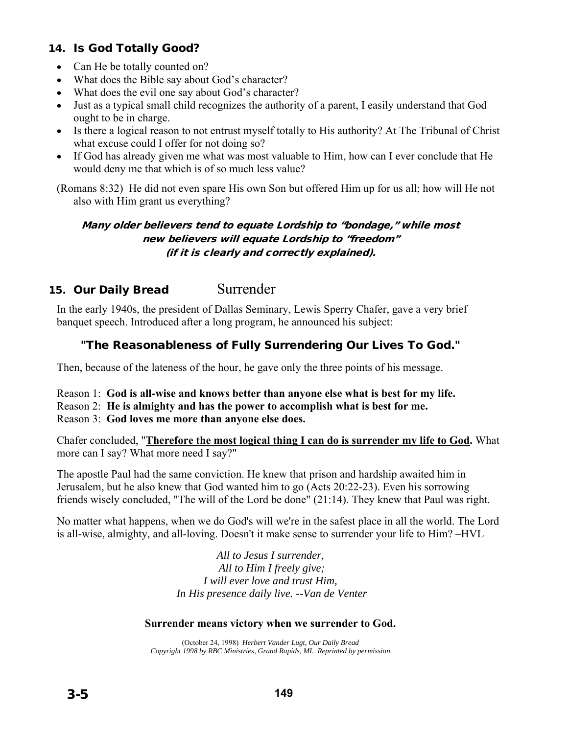### 14. Is God Totally Good?

- Can He be totally counted on?
- What does the Bible say about God's character?
- What does the evil one say about God's character?
- Just as a typical small child recognizes the authority of a parent, I easily understand that God ought to be in charge.
- Is there a logical reason to not entrust myself totally to His authority? At The Tribunal of Christ what excuse could I offer for not doing so?
- If God has already given me what was most valuable to Him, how can I ever conclude that He would deny me that which is of so much less value?

(Romans 8:32) He did not even spare His own Son but offered Him up for us all; how will He not also with Him grant us everything?

***Many older believers tend to equate Lordship to "bondage," while most new believers will equate Lordship to "freedom" (if it is clearly and correctly explained).***

### 15. Our Daily Bread — Surrender

In the early 1940s, the president of Dallas Seminary, Lewis Sperry Chafer, gave a very brief banquet speech. Introduced after a long program, he announced his subject:

**"The Reasonableness of Fully Surrendering Our Lives To God."**

Then, because of the lateness of the hour, he gave only the three points of his message.

Reason 1: **God is all-wise and knows better than anyone else what is best for my life.**
Reason 2: **He is almighty and has the power to accomplish what is best for me.**
Reason 3: **God loves me more than anyone else does.**

Chafer concluded, "**Therefore the most logical thing I can do is surrender my life to God.** What more can I say? What more need I say?"

The apostle Paul had the same conviction. He knew that prison and hardship awaited him in Jerusalem, but he also knew that God wanted him to go (Acts 20:22-23). Even his sorrowing friends wisely concluded, "The will of the Lord be done" (21:14). They knew that Paul was right.

No matter what happens, when we do God's will we're in the safest place in all the world. The Lord is all-wise, almighty, and all-loving. Doesn't it make sense to surrender your life to Him? –HVL

*All to Jesus I surrender,*
*All to Him I freely give;*
*I will ever love and trust Him,*
*In His presence daily live. --Van de Venter*

**Surrender means victory when we surrender to God.**

(October 24, 1998) *Herbert Vander Lugt, Our Daily Bread*
*Copyright 1998 by RBC Ministries, Grand Rapids, MI. Reprinted by permission.*